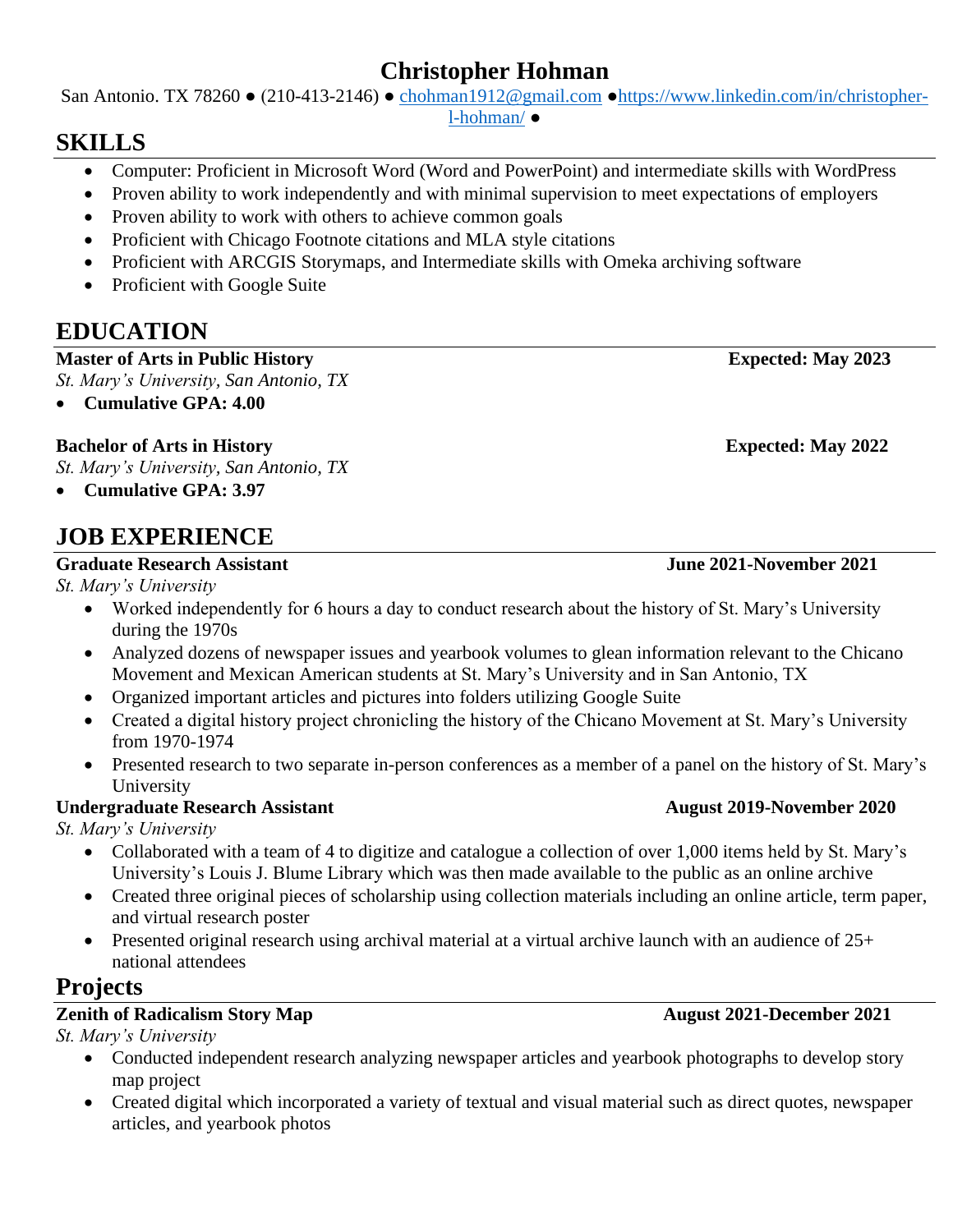# Christopher Hohman

San Antonio. TX 78260 ● (210-413-2146) ● chohman1912@gmail.com ●https://www.linkedin.com/in/christopher-l-hohman/ ●

## SKILLS

- Computer: Proficient in Microsoft Word (Word and PowerPoint) and intermediate skills with WordPress
- Proven ability to work independently and with minimal supervision to meet expectations of employers
- Proven ability to work with others to achieve common goals
- Proficient with Chicago Footnote citations and MLA style citations
- Proficient with ARCGIS Storymaps, and Intermediate skills with Omeka archiving software
- Proficient with Google Suite

## EDUCATION

**Master of Arts in Public History** **Expected: May 2023**

*St. Mary's University, San Antonio, TX*

- **Cumulative GPA: 4.00**

**Bachelor of Arts in History** **Expected: May 2022**

*St. Mary's University, San Antonio, TX*

- **Cumulative GPA: 3.97**

## JOB EXPERIENCE

**Graduate Research Assistant** **June 2021-November 2021**

*St. Mary's University*

- Worked independently for 6 hours a day to conduct research about the history of St. Mary's University during the 1970s
- Analyzed dozens of newspaper issues and yearbook volumes to glean information relevant to the Chicano Movement and Mexican American students at St. Mary's University and in San Antonio, TX
- Organized important articles and pictures into folders utilizing Google Suite
- Created a digital history project chronicling the history of the Chicano Movement at St. Mary's University from 1970-1974
- Presented research to two separate in-person conferences as a member of a panel on the history of St. Mary's University

**Undergraduate Research Assistant** **August 2019-November 2020**

*St. Mary's University*

- Collaborated with a team of 4 to digitize and catalogue a collection of over 1,000 items held by St. Mary's University's Louis J. Blume Library which was then made available to the public as an online archive
- Created three original pieces of scholarship using collection materials including an online article, term paper, and virtual research poster
- Presented original research using archival material at a virtual archive launch with an audience of 25+ national attendees

## Projects

**Zenith of Radicalism Story Map** **August 2021-December 2021**

*St. Mary's University*

- Conducted independent research analyzing newspaper articles and yearbook photographs to develop story map project
- Created digital which incorporated a variety of textual and visual material such as direct quotes, newspaper articles, and yearbook photos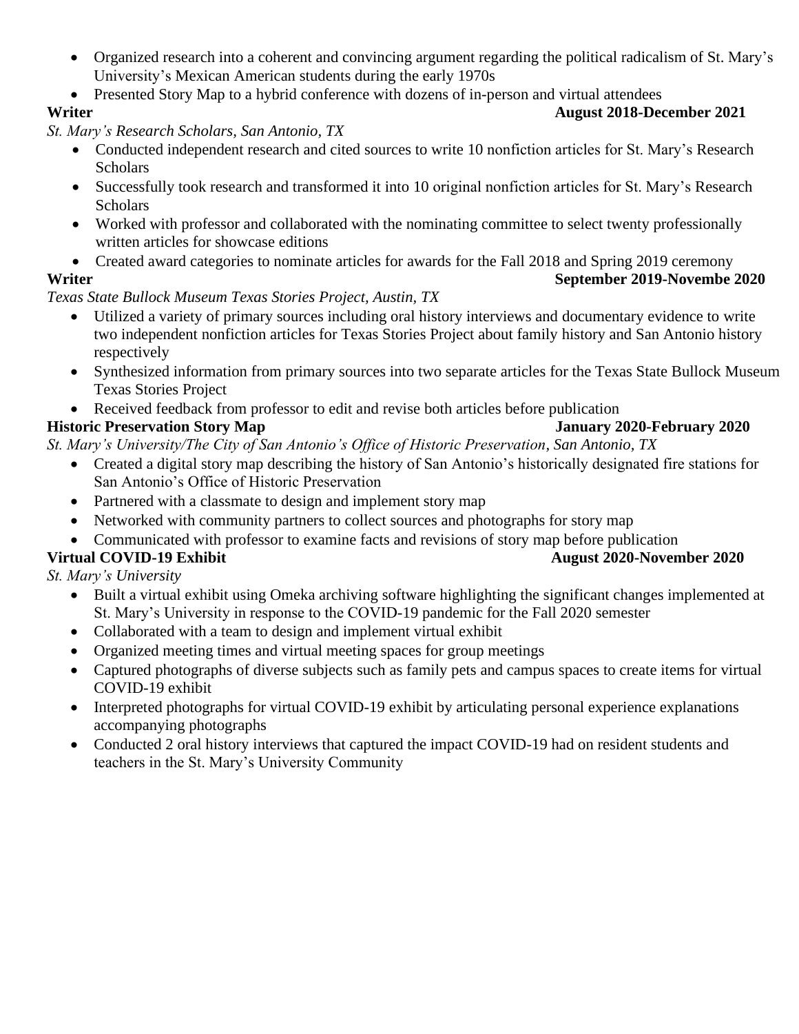- Organized research into a coherent and convincing argument regarding the political radicalism of St. Mary's University's Mexican American students during the early 1970s
- Presented Story Map to a hybrid conference with dozens of in-person and virtual attendees

**Writer** **August 2018-December 2021**

*St. Mary's Research Scholars, San Antonio, TX*

- Conducted independent research and cited sources to write 10 nonfiction articles for St. Mary's Research Scholars
- Successfully took research and transformed it into 10 original nonfiction articles for St. Mary's Research Scholars
- Worked with professor and collaborated with the nominating committee to select twenty professionally written articles for showcase editions
- Created award categories to nominate articles for awards for the Fall 2018 and Spring 2019 ceremony

**Writer** **September 2019-Novembe 2020**

*Texas State Bullock Museum Texas Stories Project, Austin, TX*

- Utilized a variety of primary sources including oral history interviews and documentary evidence to write two independent nonfiction articles for Texas Stories Project about family history and San Antonio history respectively
- Synthesized information from primary sources into two separate articles for the Texas State Bullock Museum Texas Stories Project
- Received feedback from professor to edit and revise both articles before publication

**Historic Preservation Story Map** **January 2020-February 2020**

*St. Mary's University/The City of San Antonio's Office of Historic Preservation, San Antonio, TX*

- Created a digital story map describing the history of San Antonio's historically designated fire stations for San Antonio's Office of Historic Preservation
- Partnered with a classmate to design and implement story map
- Networked with community partners to collect sources and photographs for story map
- Communicated with professor to examine facts and revisions of story map before publication

**Virtual COVID-19 Exhibit** **August 2020-November 2020**

*St. Mary's University*

- Built a virtual exhibit using Omeka archiving software highlighting the significant changes implemented at St. Mary's University in response to the COVID-19 pandemic for the Fall 2020 semester
- Collaborated with a team to design and implement virtual exhibit
- Organized meeting times and virtual meeting spaces for group meetings
- Captured photographs of diverse subjects such as family pets and campus spaces to create items for virtual COVID-19 exhibit
- Interpreted photographs for virtual COVID-19 exhibit by articulating personal experience explanations accompanying photographs
- Conducted 2 oral history interviews that captured the impact COVID-19 had on resident students and teachers in the St. Mary's University Community